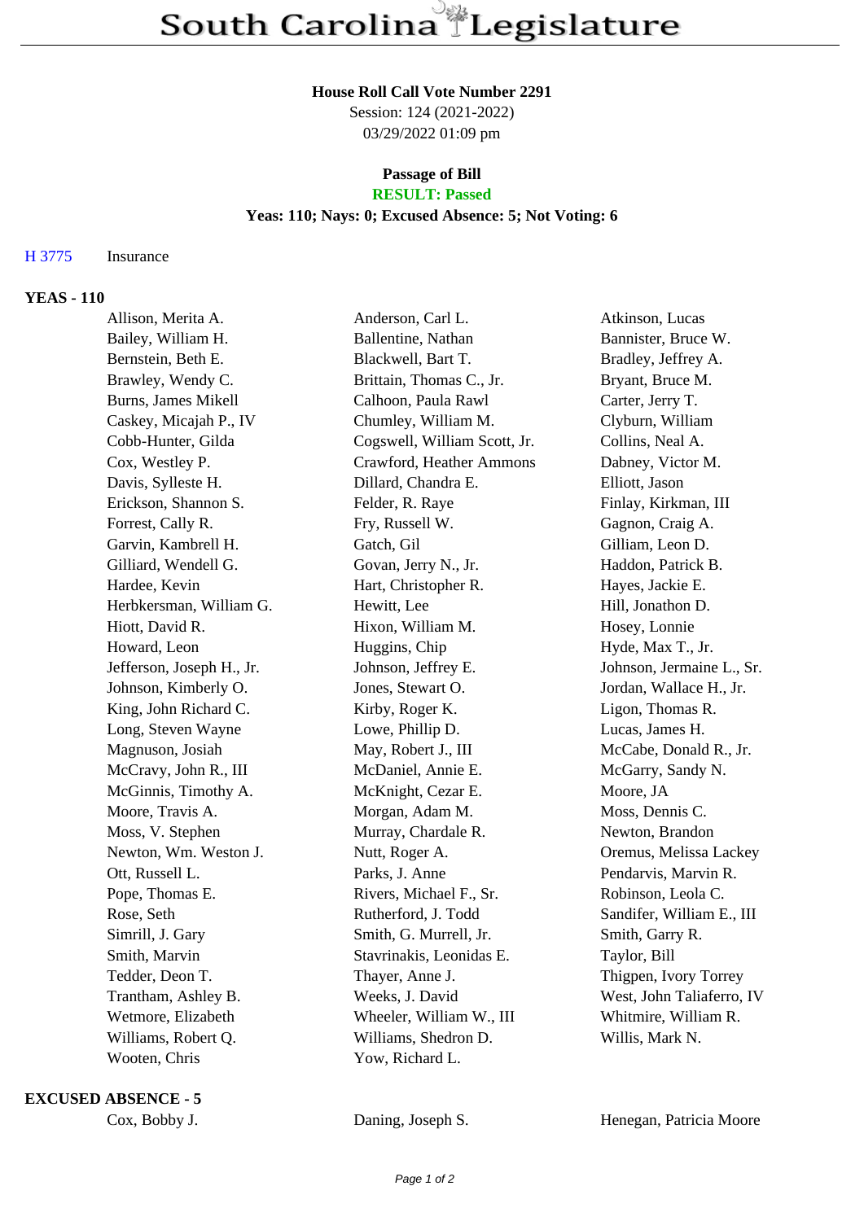# South Carolina Legislature

**House Roll Call Vote Number 2291**
Session: 124 (2021-2022)
03/29/2022 01:09 pm

**Passage of Bill**
**RESULT: Passed**
**Yeas: 110; Nays: 0; Excused Absence: 5; Not Voting: 6**

H 3775 Insurance

**YEAS - 110**

| | | |
|---|---|---|
| Allison, Merita A. | Anderson, Carl L. | Atkinson, Lucas |
| Bailey, William H. | Ballentine, Nathan | Bannister, Bruce W. |
| Bernstein, Beth E. | Blackwell, Bart T. | Bradley, Jeffrey A. |
| Brawley, Wendy C. | Brittain, Thomas C., Jr. | Bryant, Bruce M. |
| Burns, James Mikell | Calhoon, Paula Rawl | Carter, Jerry T. |
| Caskey, Micajah P., IV | Chumley, William M. | Clyburn, William |
| Cobb-Hunter, Gilda | Cogswell, William Scott, Jr. | Collins, Neal A. |
| Cox, Westley P. | Crawford, Heather Ammons | Dabney, Victor M. |
| Davis, Sylleste H. | Dillard, Chandra E. | Elliott, Jason |
| Erickson, Shannon S. | Felder, R. Raye | Finlay, Kirkman, III |
| Forrest, Cally R. | Fry, Russell W. | Gagnon, Craig A. |
| Garvin, Kambrell H. | Gatch, Gil | Gilliam, Leon D. |
| Gilliard, Wendell G. | Govan, Jerry N., Jr. | Haddon, Patrick B. |
| Hardee, Kevin | Hart, Christopher R. | Hayes, Jackie E. |
| Herbkersman, William G. | Hewitt, Lee | Hill, Jonathon D. |
| Hiott, David R. | Hixon, William M. | Hosey, Lonnie |
| Howard, Leon | Huggins, Chip | Hyde, Max T., Jr. |
| Jefferson, Joseph H., Jr. | Johnson, Jeffrey E. | Johnson, Jermaine L., Sr. |
| Johnson, Kimberly O. | Jones, Stewart O. | Jordan, Wallace H., Jr. |
| King, John Richard C. | Kirby, Roger K. | Ligon, Thomas R. |
| Long, Steven Wayne | Lowe, Phillip D. | Lucas, James H. |
| Magnuson, Josiah | May, Robert J., III | McCabe, Donald R., Jr. |
| McCravy, John R., III | McDaniel, Annie E. | McGarry, Sandy N. |
| McGinnis, Timothy A. | McKnight, Cezar E. | Moore, JA |
| Moore, Travis A. | Morgan, Adam M. | Moss, Dennis C. |
| Moss, V. Stephen | Murray, Chardale R. | Newton, Brandon |
| Newton, Wm. Weston J. | Nutt, Roger A. | Oremus, Melissa Lackey |
| Ott, Russell L. | Parks, J. Anne | Pendarvis, Marvin R. |
| Pope, Thomas E. | Rivers, Michael F., Sr. | Robinson, Leola C. |
| Rose, Seth | Rutherford, J. Todd | Sandifer, William E., III |
| Simrill, J. Gary | Smith, G. Murrell, Jr. | Smith, Garry R. |
| Smith, Marvin | Stavrinakis, Leonidas E. | Taylor, Bill |
| Tedder, Deon T. | Thayer, Anne J. | Thigpen, Ivory Torrey |
| Trantham, Ashley B. | Weeks, J. David | West, John Taliaferro, IV |
| Wetmore, Elizabeth | Wheeler, William W., III | Whitmire, William R. |
| Williams, Robert Q. | Williams, Shedron D. | Willis, Mark N. |
| Wooten, Chris | Yow, Richard L. | |

**EXCUSED ABSENCE - 5**

| | | |
|---|---|---|
| Cox, Bobby J. | Daning, Joseph S. | Henegan, Patricia Moore |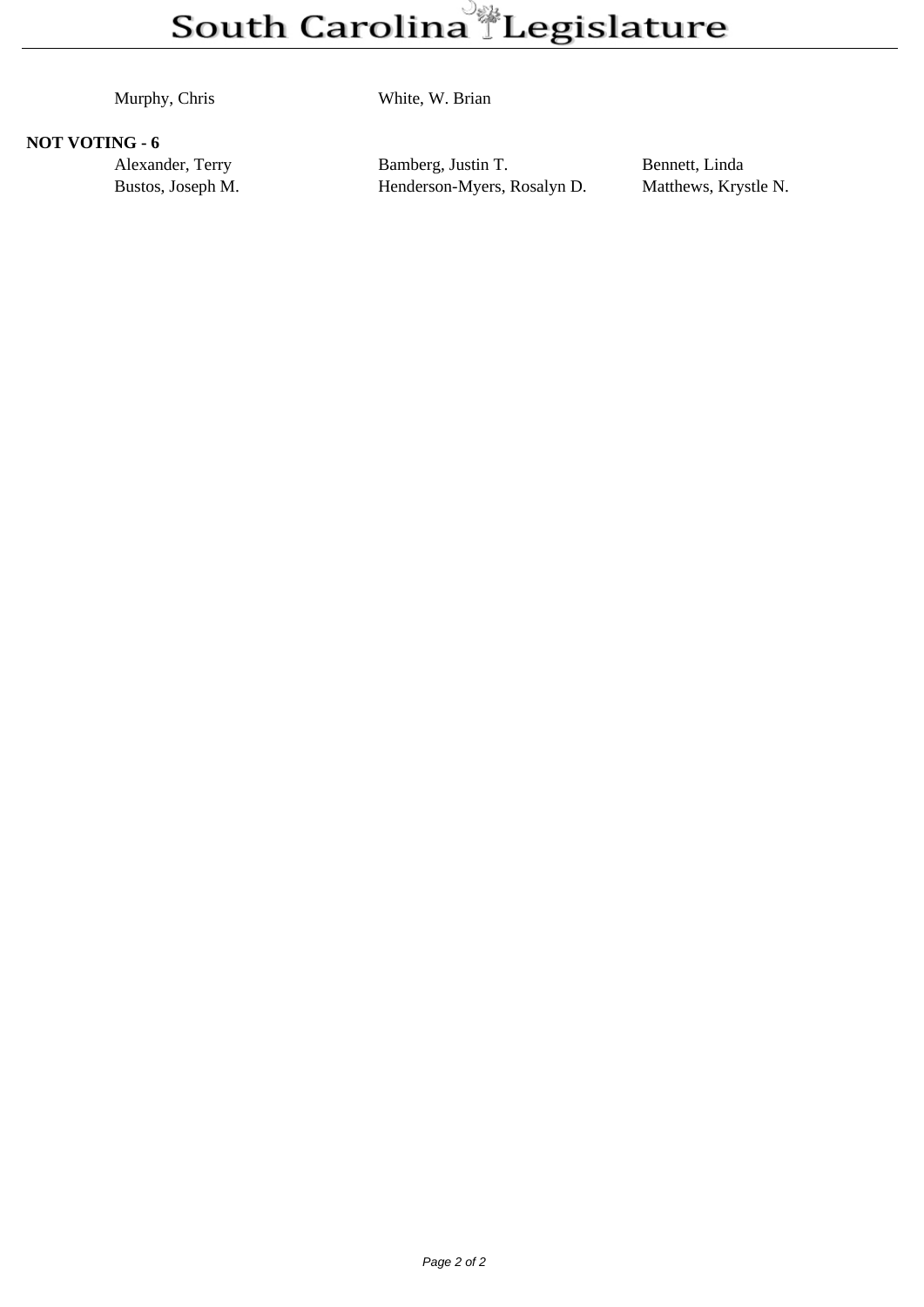| | | |
|---|---|---|
| Murphy, Chris | White, W. Brian | |

**NOT VOTING - 6**

| | | |
|---|---|---|
| Alexander, Terry | Bamberg, Justin T. | Bennett, Linda |
| Bustos, Joseph M. | Henderson-Myers, Rosalyn D. | Matthews, Krystle N. |